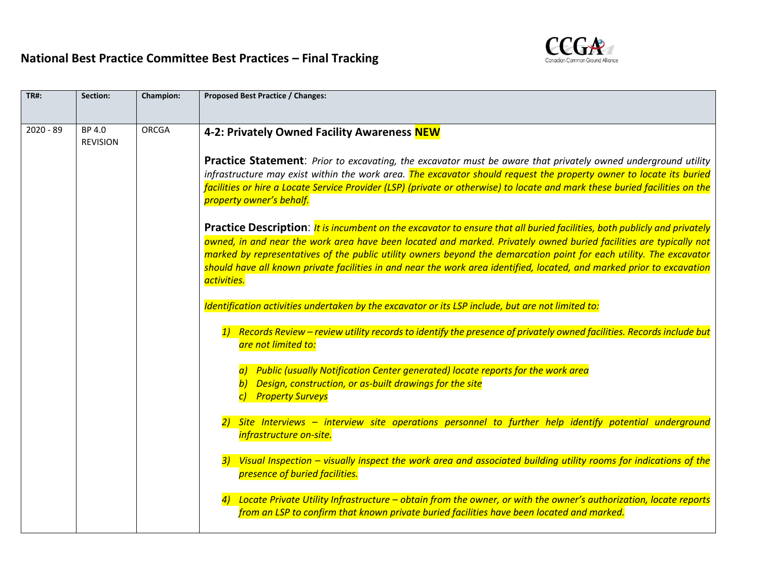# National Best Practice Committee Best Practices – Final Tracking

| TR#: | Section: | Champion: | Proposed Best Practice / Changes: |
|---|---|---|---|
| 2020 - 89 | BP 4.0 REVISION | ORCGA | **4-2: Privately Owned Facility Awareness NEW**<br><br>**Practice Statement**: *Prior to excavating, the excavator must be aware that privately owned underground utility infrastructure may exist within the work area. The excavator should request the property owner to locate its buried facilities or hire a Locate Service Provider (LSP) (private or otherwise) to locate and mark these buried facilities on the property owner's behalf.*<br><br>**Practice Description**: *It is incumbent on the excavator to ensure that all buried facilities, both publicly and privately owned, in and near the work area have been located and marked. Privately owned buried facilities are typically not marked by representatives of the public utility owners beyond the demarcation point for each utility. The excavator should have all known private facilities in and near the work area identified, located, and marked prior to excavation activities.*<br><br>*Identification activities undertaken by the excavator or its LSP include, but are not limited to:*<br><br>*1) Records Review – review utility records to identify the presence of privately owned facilities. Records include but are not limited to:*<br>*a) Public (usually Notification Center generated) locate reports for the work area*<br>*b) Design, construction, or as-built drawings for the site*<br>*c) Property Surveys*<br><br>*2) Site Interviews – interview site operations personnel to further help identify potential underground infrastructure on-site.*<br><br>*3) Visual Inspection – visually inspect the work area and associated building utility rooms for indications of the presence of buried facilities.*<br><br>*4) Locate Private Utility Infrastructure – obtain from the owner, or with the owner's authorization, locate reports from an LSP to confirm that known private buried facilities have been located and marked.* |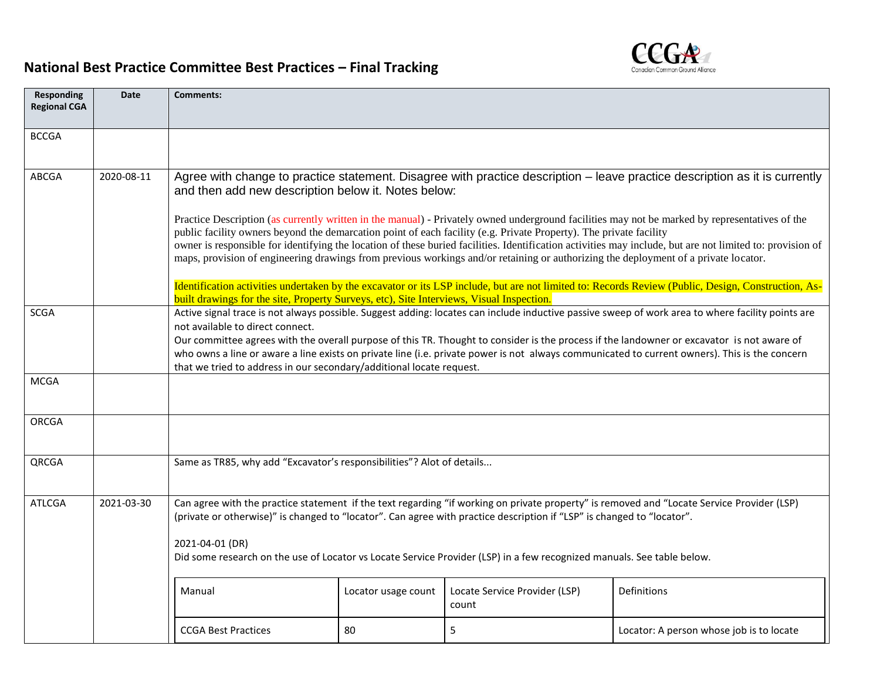## National Best Practice Committee Best Practices – Final Tracking

| Responding Regional CGA | Date | Comments: |
|---|---|---|
| BCCGA | | |
| ABCGA | 2020-08-11 | Agree with change to practice statement. Disagree with practice description – leave practice description as it is currently and then add new description below it. Notes below:<br><br>Practice Description (as currently written in the manual) - Privately owned underground facilities may not be marked by representatives of the public facility owners beyond the demarcation point of each facility (e.g. Private Property). The private facility owner is responsible for identifying the location of these buried facilities. Identification activities may include, but are not limited to: provision of maps, provision of engineering drawings from previous workings and/or retaining or authorizing the deployment of a private locator.<br><br>Identification activities undertaken by the excavator or its LSP include, but are not limited to: Records Review (Public, Design, Construction, As-built drawings for the site, Property Surveys, etc), Site Interviews, Visual Inspection. |
| SCGA | | Active signal trace is not always possible. Suggest adding: locates can include inductive passive sweep of work area to where facility points are not available to direct connect.<br>Our committee agrees with the overall purpose of this TR. Thought to consider is the process if the landowner or excavator is not aware of who owns a line or aware a line exists on private line (i.e. private power is not always communicated to current owners). This is the concern that we tried to address in our secondary/additional locate request. |
| MCGA | | |
| ORCGA | | |
| QRCGA | | Same as TR85, why add "Excavator's responsibilities"? Alot of details... |
| ATLCGA | 2021-03-30 | Can agree with the practice statement if the text regarding "if working on private property" is removed and "Locate Service Provider (LSP) (private or otherwise)" is changed to "locator". Can agree with practice description if "LSP" is changed to "locator".<br><br>2021-04-01 (DR)<br>Did some research on the use of Locator vs Locate Service Provider (LSP) in a few recognized manuals. See table below. |

| Manual | Locator usage count | Locate Service Provider (LSP) count | Definitions |
|---|---|---|---|
| CCGA Best Practices | 80 | 5 | Locator: A person whose job is to locate |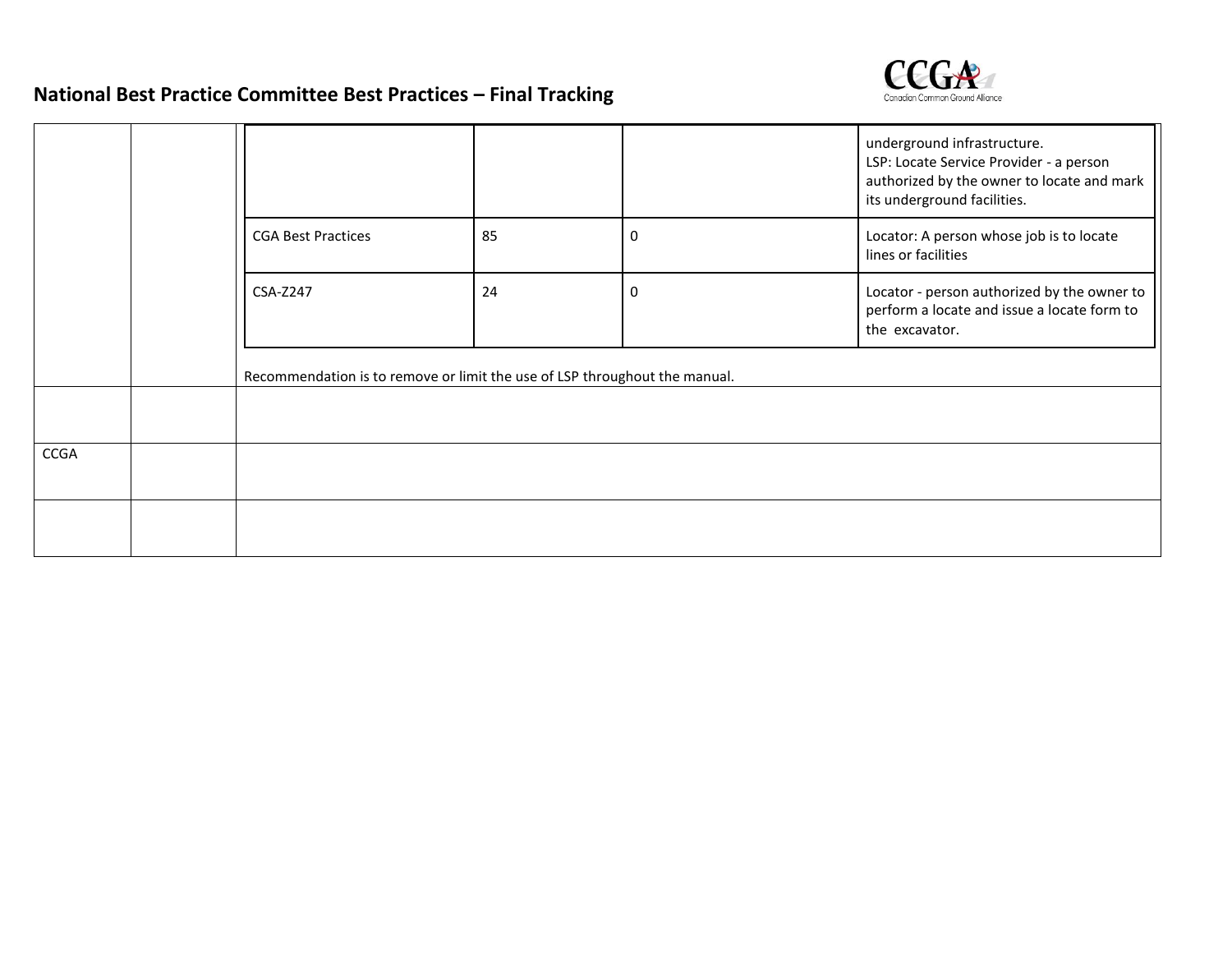## National Best Practice Committee Best Practices – Final Tracking

| | | | | | |
|---|---|---|---|---|---|
| | | | | | underground infrastructure. LSP: Locate Service Provider - a person authorized by the owner to locate and mark its underground facilities. |
| | | CGA Best Practices | 85 | 0 | Locator: A person whose job is to locate lines or facilities |
| | | CSA-Z247 | 24 | 0 | Locator - person authorized by the owner to perform a locate and issue a locate form to the excavator. |
| | | Recommendation is to remove or limit the use of LSP throughout the manual. | | | |
| | | | | | |
| CCGA | | | | | |
| | | | | | |